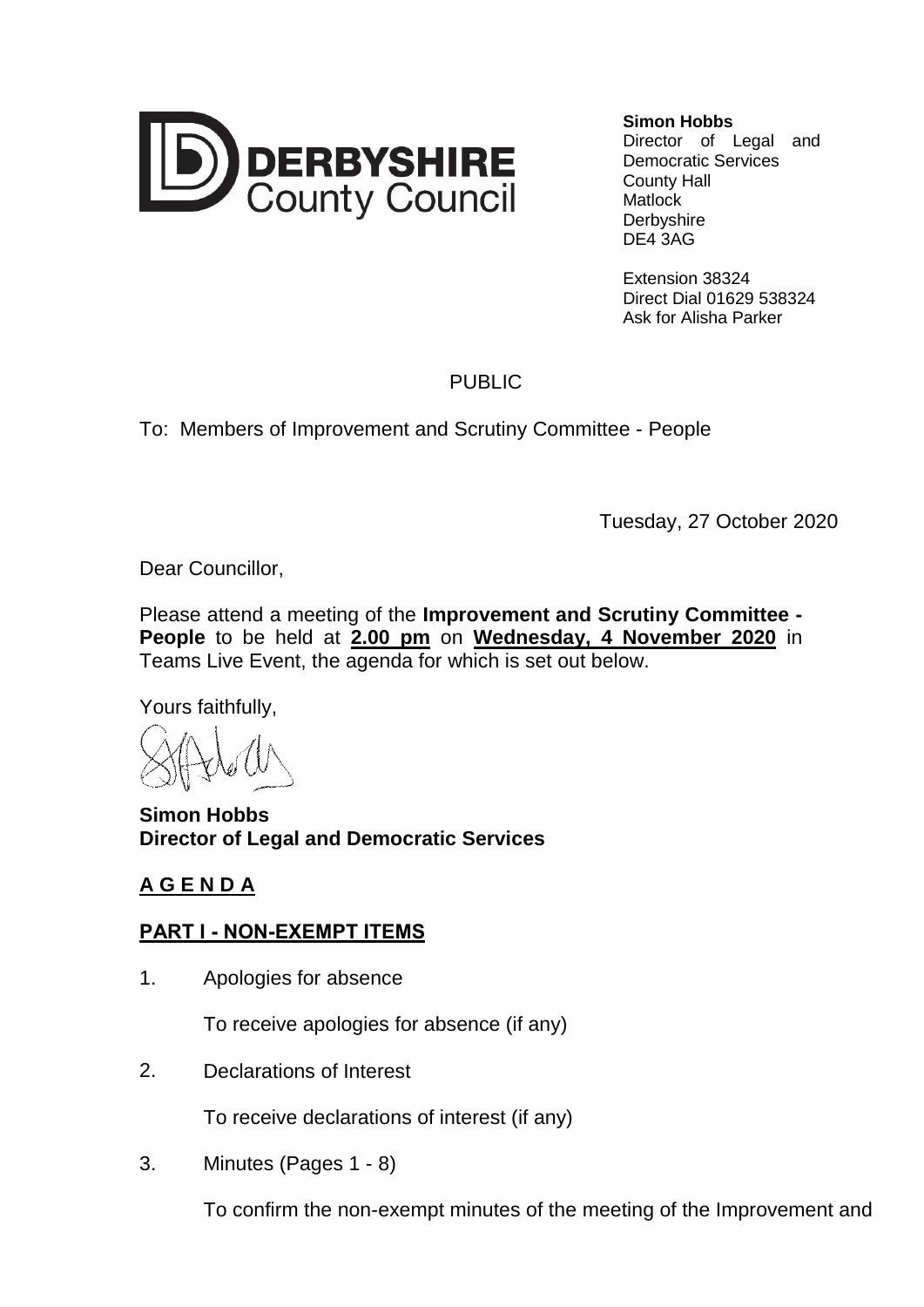DERBYSHIRE County Council

**Simon Hobbs**
Director of Legal and Democratic Services
County Hall
Matlock
Derbyshire
DE4 3AG

Extension 38324
Direct Dial 01629 538324
Ask for Alisha Parker

PUBLIC

To: Members of Improvement and Scrutiny Committee - People

Tuesday, 27 October 2020

Dear Councillor,

Please attend a meeting of the **Improvement and Scrutiny Committee - People** to be held at **2.00 pm** on **Wednesday, 4 November 2020** in Teams Live Event, the agenda for which is set out below.

Yours faithfully,

**Simon Hobbs**
**Director of Legal and Democratic Services**

## A G E N D A

## PART I - NON-EXEMPT ITEMS

1. Apologies for absence

   To receive apologies for absence (if any)

2. Declarations of Interest

   To receive declarations of interest (if any)

3. Minutes (Pages 1 - 8)

   To confirm the non-exempt minutes of the meeting of the Improvement and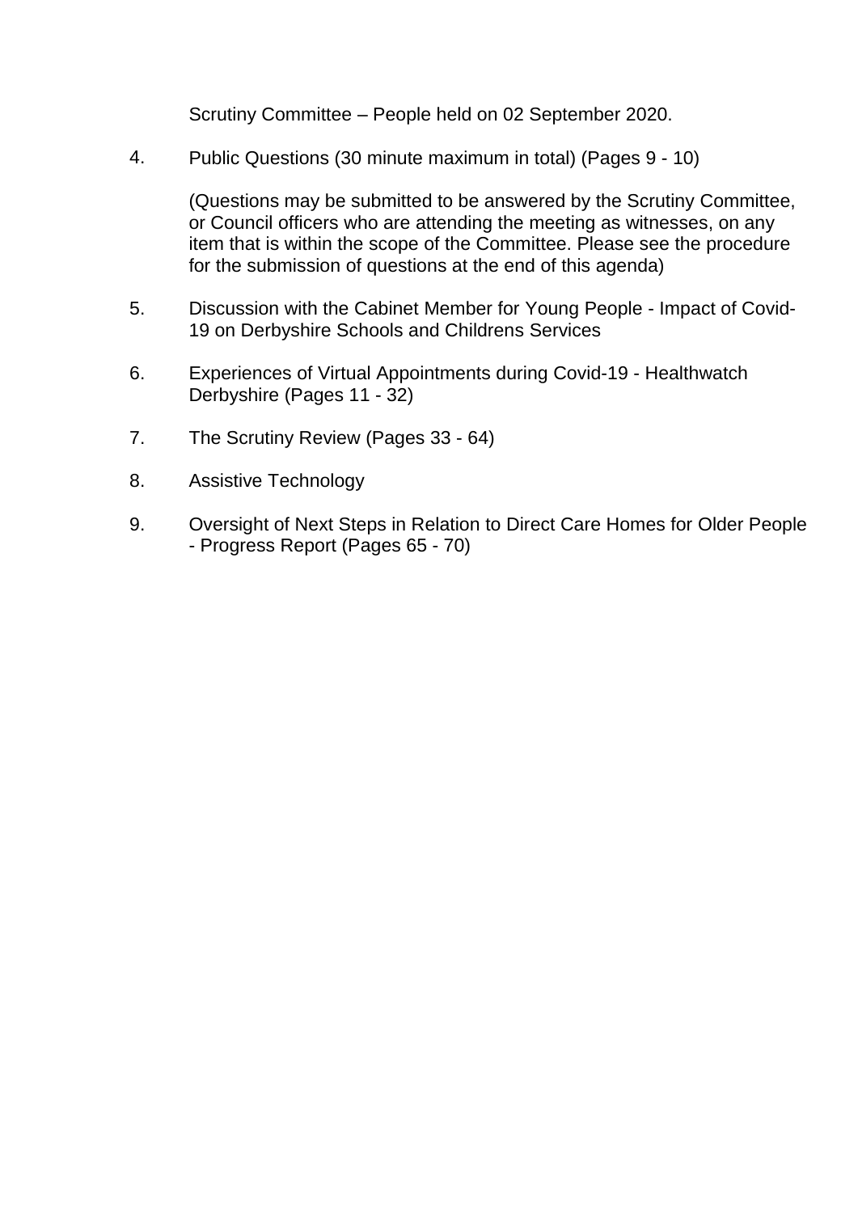Scrutiny Committee – People held on 02 September 2020.

4. Public Questions (30 minute maximum in total) (Pages 9 - 10)

   (Questions may be submitted to be answered by the Scrutiny Committee, or Council officers who are attending the meeting as witnesses, on any item that is within the scope of the Committee. Please see the procedure for the submission of questions at the end of this agenda)

5. Discussion with the Cabinet Member for Young People - Impact of Covid-19 on Derbyshire Schools and Childrens Services

6. Experiences of Virtual Appointments during Covid-19 - Healthwatch Derbyshire (Pages 11 - 32)

7. The Scrutiny Review (Pages 33 - 64)

8. Assistive Technology

9. Oversight of Next Steps in Relation to Direct Care Homes for Older People - Progress Report (Pages 65 - 70)